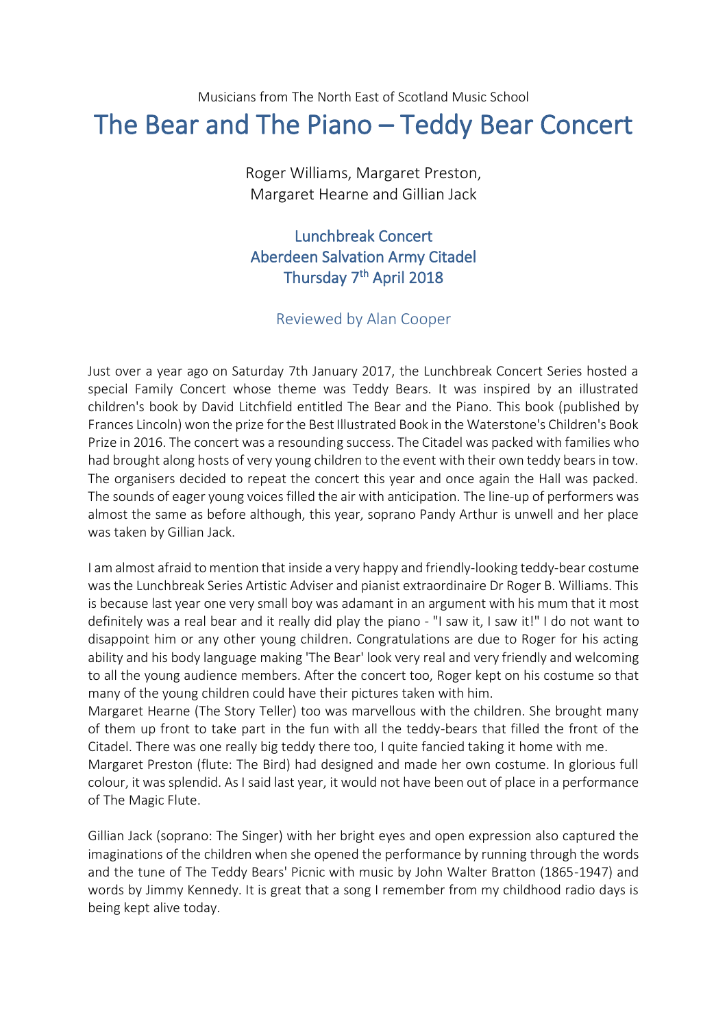Musicians from The North East of Scotland Music School

# The Bear and The Piano – Teddy Bear Concert

Roger Williams, Margaret Preston,
Margaret Hearne and Gillian Jack

## Lunchbreak Concert
## Aberdeen Salvation Army Citadel
## Thursday 7th April 2018

### Reviewed by Alan Cooper

Just over a year ago on Saturday 7th January 2017, the Lunchbreak Concert Series hosted a special Family Concert whose theme was Teddy Bears. It was inspired by an illustrated children's book by David Litchfield entitled The Bear and the Piano. This book (published by Frances Lincoln) won the prize for the Best Illustrated Book in the Waterstone's Children's Book Prize in 2016. The concert was a resounding success. The Citadel was packed with families who had brought along hosts of very young children to the event with their own teddy bears in tow. The organisers decided to repeat the concert this year and once again the Hall was packed. The sounds of eager young voices filled the air with anticipation. The line-up of performers was almost the same as before although, this year, soprano Pandy Arthur is unwell and her place was taken by Gillian Jack.

I am almost afraid to mention that inside a very happy and friendly-looking teddy-bear costume was the Lunchbreak Series Artistic Adviser and pianist extraordinaire Dr Roger B. Williams. This is because last year one very small boy was adamant in an argument with his mum that it most definitely was a real bear and it really did play the piano - "I saw it, I saw it!" I do not want to disappoint him or any other young children. Congratulations are due to Roger for his acting ability and his body language making 'The Bear' look very real and very friendly and welcoming to all the young audience members. After the concert too, Roger kept on his costume so that many of the young children could have their pictures taken with him.
Margaret Hearne (The Story Teller) too was marvellous with the children. She brought many of them up front to take part in the fun with all the teddy-bears that filled the front of the Citadel. There was one really big teddy there too, I quite fancied taking it home with me.
Margaret Preston (flute: The Bird) had designed and made her own costume. In glorious full colour, it was splendid. As I said last year, it would not have been out of place in a performance of The Magic Flute.

Gillian Jack (soprano: The Singer) with her bright eyes and open expression also captured the imaginations of the children when she opened the performance by running through the words and the tune of The Teddy Bears' Picnic with music by John Walter Bratton (1865-1947) and words by Jimmy Kennedy. It is great that a song I remember from my childhood radio days is being kept alive today.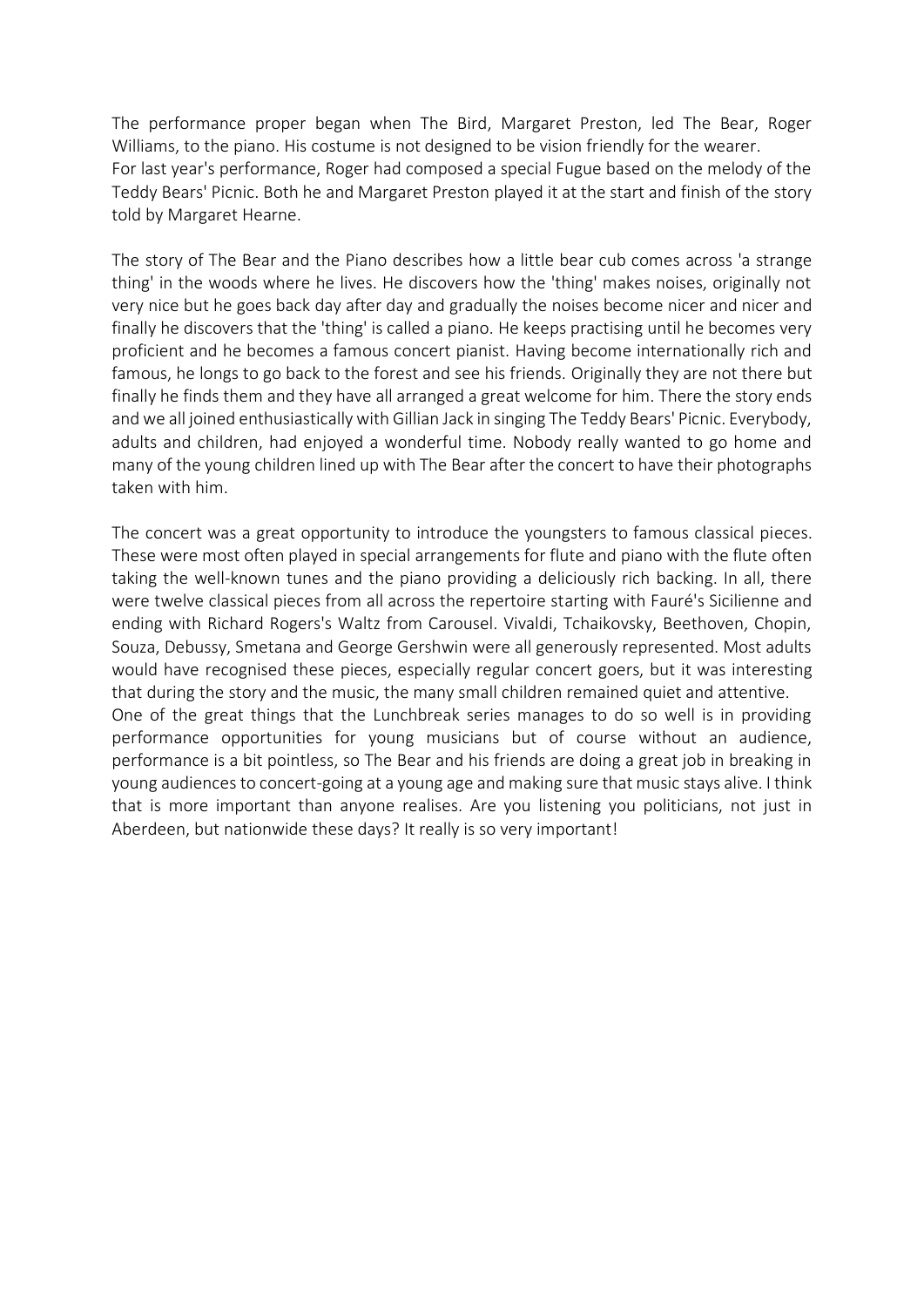The performance proper began when The Bird, Margaret Preston, led The Bear, Roger Williams, to the piano. His costume is not designed to be vision friendly for the wearer.
For last year's performance, Roger had composed a special Fugue based on the melody of the Teddy Bears' Picnic. Both he and Margaret Preston played it at the start and finish of the story told by Margaret Hearne.

The story of The Bear and the Piano describes how a little bear cub comes across 'a strange thing' in the woods where he lives. He discovers how the 'thing' makes noises, originally not very nice but he goes back day after day and gradually the noises become nicer and nicer and finally he discovers that the 'thing' is called a piano. He keeps practising until he becomes very proficient and he becomes a famous concert pianist. Having become internationally rich and famous, he longs to go back to the forest and see his friends. Originally they are not there but finally he finds them and they have all arranged a great welcome for him. There the story ends and we all joined enthusiastically with Gillian Jack in singing The Teddy Bears' Picnic. Everybody, adults and children, had enjoyed a wonderful time. Nobody really wanted to go home and many of the young children lined up with The Bear after the concert to have their photographs taken with him.

The concert was a great opportunity to introduce the youngsters to famous classical pieces. These were most often played in special arrangements for flute and piano with the flute often taking the well-known tunes and the piano providing a deliciously rich backing. In all, there were twelve classical pieces from all across the repertoire starting with Fauré's Sicilienne and ending with Richard Rogers's Waltz from Carousel. Vivaldi, Tchaikovsky, Beethoven, Chopin, Souza, Debussy, Smetana and George Gershwin were all generously represented. Most adults would have recognised these pieces, especially regular concert goers, but it was interesting that during the story and the music, the many small children remained quiet and attentive.
One of the great things that the Lunchbreak series manages to do so well is in providing performance opportunities for young musicians but of course without an audience, performance is a bit pointless, so The Bear and his friends are doing a great job in breaking in young audiences to concert-going at a young age and making sure that music stays alive. I think that is more important than anyone realises. Are you listening you politicians, not just in Aberdeen, but nationwide these days? It really is so very important!